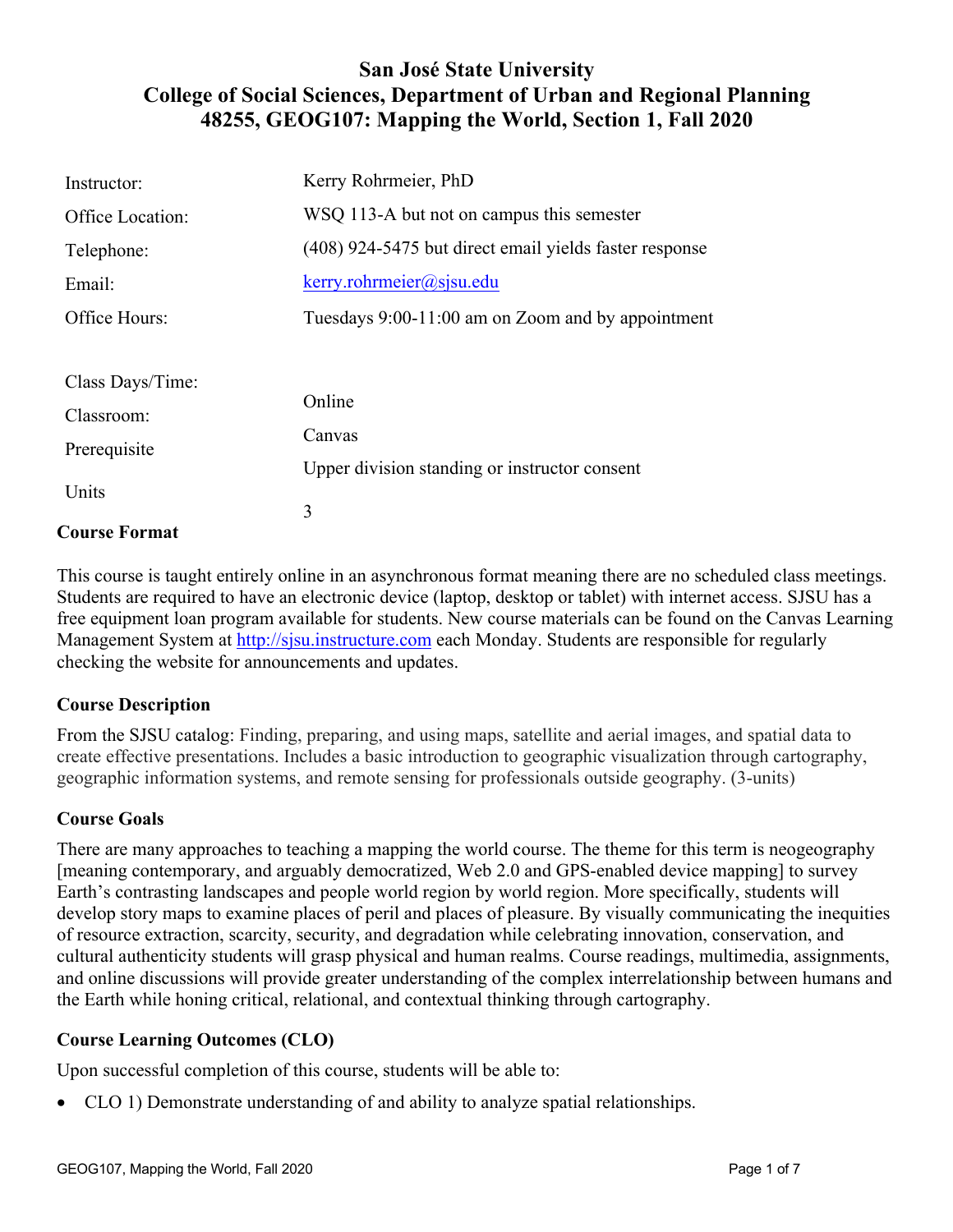# San José State University
## College of Social Sciences, Department of Urban and Regional Planning
## 48255, GEOG107: Mapping the World, Section 1, Fall 2020

| | |
|---|---|
| Instructor: | Kerry Rohrmeier, PhD |
| Office Location: | WSQ 113-A but not on campus this semester |
| Telephone: | (408) 924-5475 but direct email yields faster response |
| Email: | kerry.rohrmeier@sjsu.edu |
| Office Hours: | Tuesdays 9:00-11:00 am on Zoom and by appointment |
| Class Days/Time: | Online |
| Classroom: | Canvas |
| Prerequisite | Upper division standing or instructor consent |
| Units | 3 |

### Course Format

This course is taught entirely online in an asynchronous format meaning there are no scheduled class meetings. Students are required to have an electronic device (laptop, desktop or tablet) with internet access. SJSU has a free equipment loan program available for students. New course materials can be found on the Canvas Learning Management System at http://sjsu.instructure.com each Monday. Students are responsible for regularly checking the website for announcements and updates.

### Course Description

From the SJSU catalog: Finding, preparing, and using maps, satellite and aerial images, and spatial data to create effective presentations. Includes a basic introduction to geographic visualization through cartography, geographic information systems, and remote sensing for professionals outside geography. (3-units)

### Course Goals

There are many approaches to teaching a mapping the world course. The theme for this term is neogeography [meaning contemporary, and arguably democratized, Web 2.0 and GPS-enabled device mapping] to survey Earth's contrasting landscapes and people world region by world region. More specifically, students will develop story maps to examine places of peril and places of pleasure. By visually communicating the inequities of resource extraction, scarcity, security, and degradation while celebrating innovation, conservation, and cultural authenticity students will grasp physical and human realms. Course readings, multimedia, assignments, and online discussions will provide greater understanding of the complex interrelationship between humans and the Earth while honing critical, relational, and contextual thinking through cartography.

### Course Learning Outcomes (CLO)

Upon successful completion of this course, students will be able to:

- CLO 1) Demonstrate understanding of and ability to analyze spatial relationships.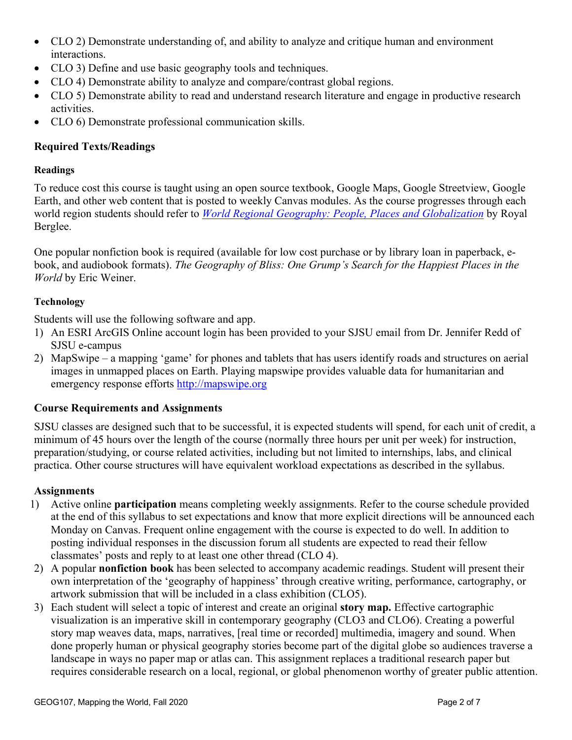- CLO 2) Demonstrate understanding of, and ability to analyze and critique human and environment interactions.
- CLO 3) Define and use basic geography tools and techniques.
- CLO 4) Demonstrate ability to analyze and compare/contrast global regions.
- CLO 5) Demonstrate ability to read and understand research literature and engage in productive research activities.
- CLO 6) Demonstrate professional communication skills.

## Required Texts/Readings

### Readings

To reduce cost this course is taught using an open source textbook, Google Maps, Google Streetview, Google Earth, and other web content that is posted to weekly Canvas modules. As the course progresses through each world region students should refer to *World Regional Geography: People, Places and Globalization* by Royal Berglee.

One popular nonfiction book is required (available for low cost purchase or by library loan in paperback, e-book, and audiobook formats). *The Geography of Bliss: One Grump's Search for the Happiest Places in the World* by Eric Weiner.

### Technology

Students will use the following software and app.

1) An ESRI ArcGIS Online account login has been provided to your SJSU email from Dr. Jennifer Redd of SJSU e-campus
2) MapSwipe – a mapping 'game' for phones and tablets that has users identify roads and structures on aerial images in unmapped places on Earth. Playing mapswipe provides valuable data for humanitarian and emergency response efforts http://mapswipe.org

## Course Requirements and Assignments

SJSU classes are designed such that to be successful, it is expected students will spend, for each unit of credit, a minimum of 45 hours over the length of the course (normally three hours per unit per week) for instruction, preparation/studying, or course related activities, including but not limited to internships, labs, and clinical practica. Other course structures will have equivalent workload expectations as described in the syllabus.

### Assignments

1) Active online **participation** means completing weekly assignments. Refer to the course schedule provided at the end of this syllabus to set expectations and know that more explicit directions will be announced each Monday on Canvas. Frequent online engagement with the course is expected to do well. In addition to posting individual responses in the discussion forum all students are expected to read their fellow classmates' posts and reply to at least one other thread (CLO 4).
2) A popular **nonfiction book** has been selected to accompany academic readings. Student will present their own interpretation of the 'geography of happiness' through creative writing, performance, cartography, or artwork submission that will be included in a class exhibition (CLO5).
3) Each student will select a topic of interest and create an original **story map.** Effective cartographic visualization is an imperative skill in contemporary geography (CLO3 and CLO6). Creating a powerful story map weaves data, maps, narratives, [real time or recorded] multimedia, imagery and sound. When done properly human or physical geography stories become part of the digital globe so audiences traverse a landscape in ways no paper map or atlas can. This assignment replaces a traditional research paper but requires considerable research on a local, regional, or global phenomenon worthy of greater public attention.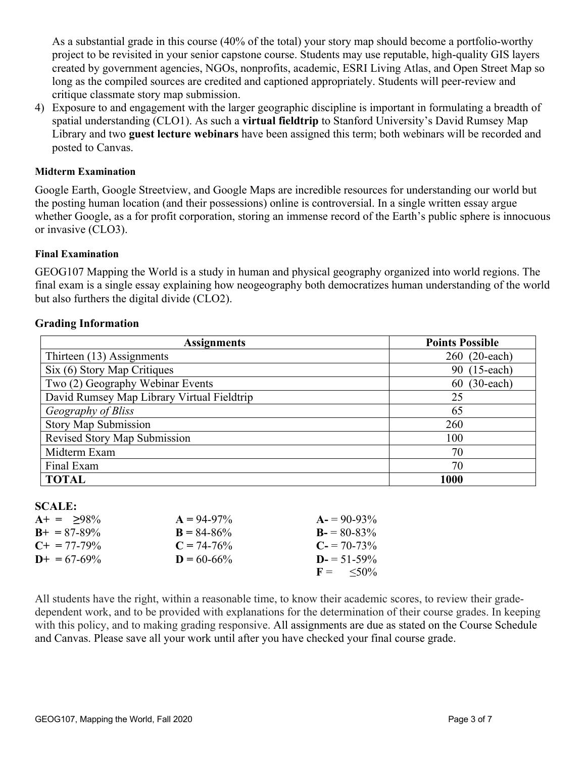As a substantial grade in this course (40% of the total) your story map should become a portfolio-worthy project to be revisited in your senior capstone course. Students may use reputable, high-quality GIS layers created by government agencies, NGOs, nonprofits, academic, ESRI Living Atlas, and Open Street Map so long as the compiled sources are credited and captioned appropriately. Students will peer-review and critique classmate story map submission.

4) Exposure to and engagement with the larger geographic discipline is important in formulating a breadth of spatial understanding (CLO1). As such a **virtual fieldtrip** to Stanford University's David Rumsey Map Library and two **guest lecture webinars** have been assigned this term; both webinars will be recorded and posted to Canvas.

#### Midterm Examination

Google Earth, Google Streetview, and Google Maps are incredible resources for understanding our world but the posting human location (and their possessions) online is controversial. In a single written essay argue whether Google, as a for profit corporation, storing an immense record of the Earth's public sphere is innocuous or invasive (CLO3).

#### Final Examination

GEOG107 Mapping the World is a study in human and physical geography organized into world regions. The final exam is a single essay explaining how neogeography both democratizes human understanding of the world but also furthers the digital divide (CLO2).

### Grading Information

| Assignments | Points Possible |
|---|---|
| Thirteen (13) Assignments | 260 (20-each) |
| Six (6) Story Map Critiques | 90 (15-each) |
| Two (2) Geography Webinar Events | 60 (30-each) |
| David Rumsey Map Library Virtual Fieldtrip | 25 |
| *Geography of Bliss* | 65 |
| Story Map Submission | 260 |
| Revised Story Map Submission | 100 |
| Midterm Exam | 70 |
| Final Exam | 70 |
| **TOTAL** | **1000** |

**SCALE:**

| | | |
|---|---|---|
| **A+** = ≥98% | **A** = 94-97% | **A-** = 90-93% |
| **B+** = 87-89% | **B** = 84-86% | **B-** = 80-83% |
| **C+** = 77-79% | **C** = 74-76% | **C-** = 70-73% |
| **D+** = 67-69% | **D** = 60-66% | **D-** = 51-59% |
| | | **F** = ≤50% |

All students have the right, within a reasonable time, to know their academic scores, to review their grade-dependent work, and to be provided with explanations for the determination of their course grades. In keeping with this policy, and to making grading responsive. All assignments are due as stated on the Course Schedule and Canvas. Please save all your work until after you have checked your final course grade.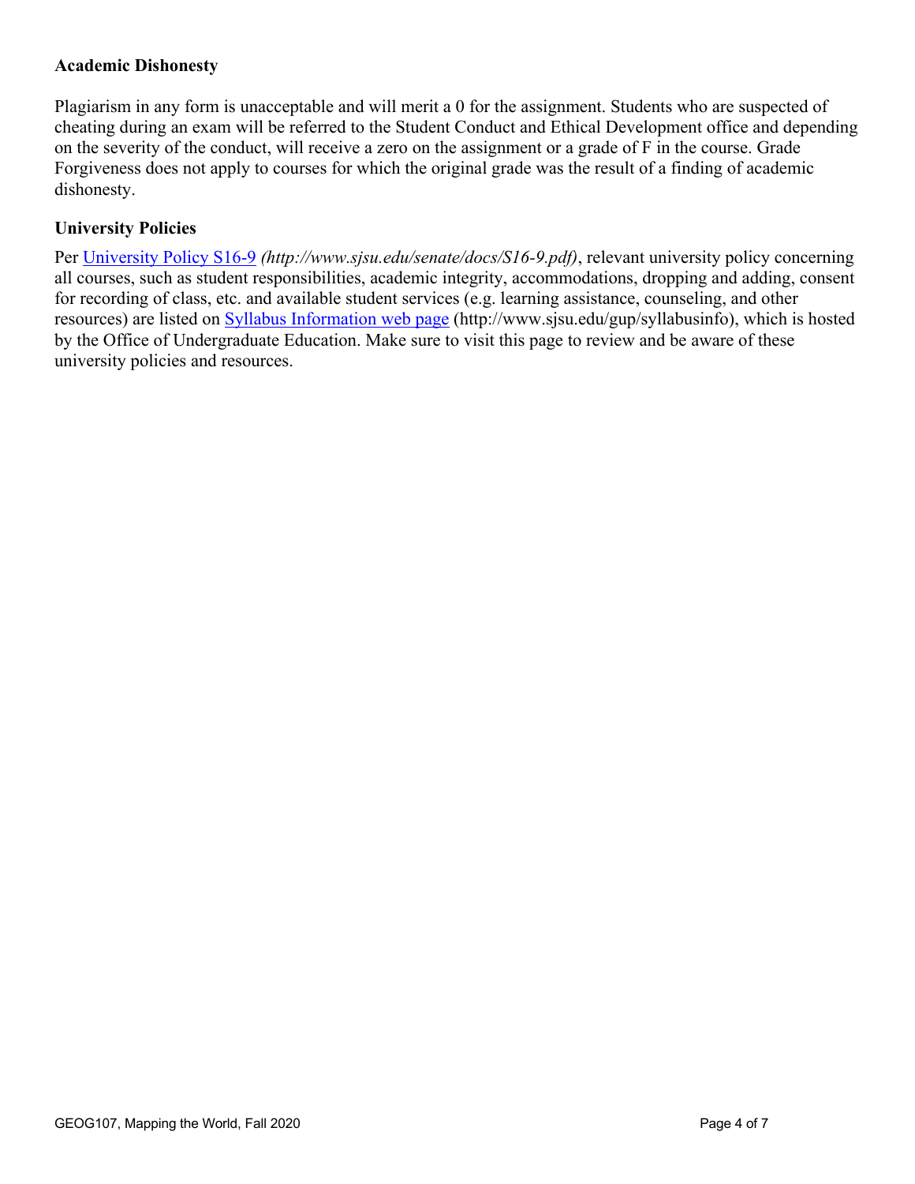### Academic Dishonesty

Plagiarism in any form is unacceptable and will merit a 0 for the assignment. Students who are suspected of cheating during an exam will be referred to the Student Conduct and Ethical Development office and depending on the severity of the conduct, will receive a zero on the assignment or a grade of F in the course. Grade Forgiveness does not apply to courses for which the original grade was the result of a finding of academic dishonesty.

### University Policies

Per [University Policy S16-9](http://www.sjsu.edu/senate/docs/S16-9.pdf) *(http://www.sjsu.edu/senate/docs/S16-9.pdf)*, relevant university policy concerning all courses, such as student responsibilities, academic integrity, accommodations, dropping and adding, consent for recording of class, etc. and available student services (e.g. learning assistance, counseling, and other resources) are listed on [Syllabus Information web page](http://www.sjsu.edu/gup/syllabusinfo) (http://www.sjsu.edu/gup/syllabusinfo), which is hosted by the Office of Undergraduate Education. Make sure to visit this page to review and be aware of these university policies and resources.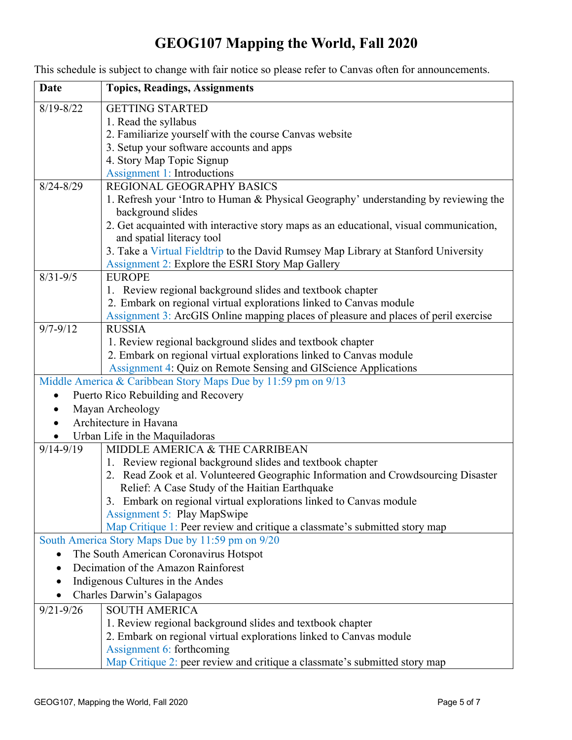# GEOG107 Mapping the World, Fall 2020

This schedule is subject to change with fair notice so please refer to Canvas often for announcements.

| Date | Topics, Readings, Assignments |
|---|---|
| 8/19-8/22 | GETTING STARTED<br>1. Read the syllabus<br>2. Familiarize yourself with the course Canvas website<br>3. Setup your software accounts and apps<br>4. Story Map Topic Signup<br>Assignment 1: Introductions |
| 8/24-8/29 | REGIONAL GEOGRAPHY BASICS<br>1. Refresh your 'Intro to Human & Physical Geography' understanding by reviewing the background slides<br>2. Get acquainted with interactive story maps as an educational, visual communication, and spatial literacy tool<br>3. Take a Virtual Fieldtrip to the David Rumsey Map Library at Stanford University<br>Assignment 2: Explore the ESRI Story Map Gallery |
| 8/31-9/5 | EUROPE<br>1. Review regional background slides and textbook chapter<br>2. Embark on regional virtual explorations linked to Canvas module<br>Assignment 3: ArcGIS Online mapping places of pleasure and places of peril exercise |
| 9/7-9/12 | RUSSIA<br>1. Review regional background slides and textbook chapter<br>2. Embark on regional virtual explorations linked to Canvas module<br>Assignment 4: Quiz on Remote Sensing and GIScience Applications |
| Middle America & Caribbean Story Maps Due by 11:59 pm on 9/13<br>• Puerto Rico Rebuilding and Recovery<br>• Mayan Archeology<br>• Architecture in Havana<br>• Urban Life in the Maquiladoras | |
| 9/14-9/19 | MIDDLE AMERICA & THE CARRIBEAN<br>1. Review regional background slides and textbook chapter<br>2. Read Zook et al. Volunteered Geographic Information and Crowdsourcing Disaster Relief: A Case Study of the Haitian Earthquake<br>3. Embark on regional virtual explorations linked to Canvas module<br>Assignment 5: Play MapSwipe<br>Map Critique 1: Peer review and critique a classmate's submitted story map |
| South America Story Maps Due by 11:59 pm on 9/20<br>• The South American Coronavirus Hotspot<br>• Decimation of the Amazon Rainforest<br>• Indigenous Cultures in the Andes<br>• Charles Darwin's Galapagos | |
| 9/21-9/26 | SOUTH AMERICA<br>1. Review regional background slides and textbook chapter<br>2. Embark on regional virtual explorations linked to Canvas module<br>Assignment 6: forthcoming<br>Map Critique 2: peer review and critique a classmate's submitted story map |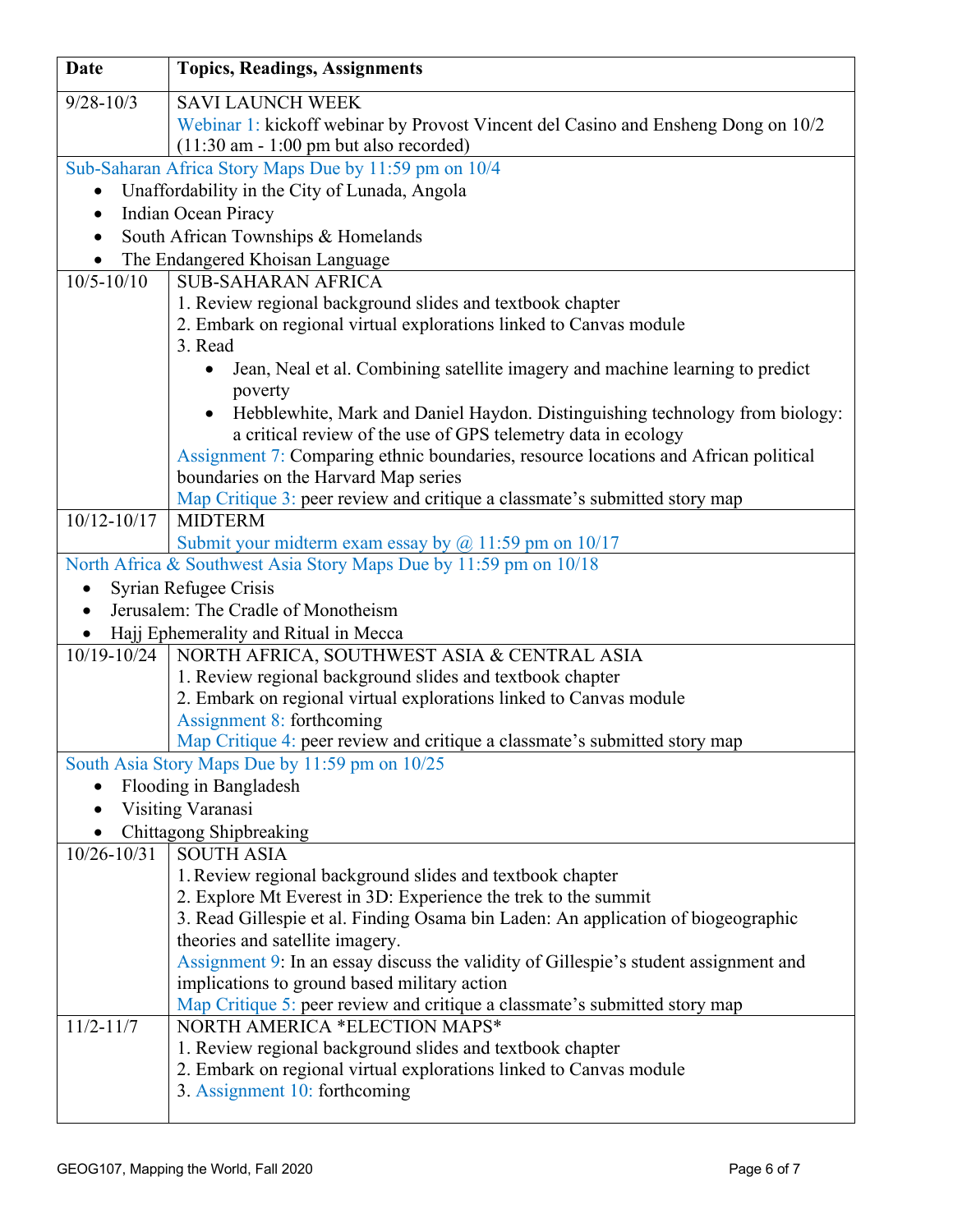| Date | Topics, Readings, Assignments |
|---|---|
| 9/28-10/3 | SAVI LAUNCH WEEK<br>Webinar 1: kickoff webinar by Provost Vincent del Casino and Ensheng Dong on 10/2 (11:30 am - 1:00 pm but also recorded) |
| Sub-Saharan Africa Story Maps Due by 11:59 pm on 10/4<br>• Unaffordability in the City of Lunada, Angola<br>• Indian Ocean Piracy<br>• South African Townships & Homelands<br>• The Endangered Khoisan Language | |
| 10/5-10/10 | SUB-SAHARAN AFRICA<br>1. Review regional background slides and textbook chapter<br>2. Embark on regional virtual explorations linked to Canvas module<br>3. Read<br>• Jean, Neal et al. Combining satellite imagery and machine learning to predict poverty<br>• Hebblewhite, Mark and Daniel Haydon. Distinguishing technology from biology: a critical review of the use of GPS telemetry data in ecology<br>Assignment 7: Comparing ethnic boundaries, resource locations and African political boundaries on the Harvard Map series<br>Map Critique 3: peer review and critique a classmate's submitted story map |
| 10/12-10/17 | MIDTERM<br>Submit your midterm exam essay by @ 11:59 pm on 10/17 |
| North Africa & Southwest Asia Story Maps Due by 11:59 pm on 10/18<br>• Syrian Refugee Crisis<br>• Jerusalem: The Cradle of Monotheism<br>• Hajj Ephemerality and Ritual in Mecca | |
| 10/19-10/24 | NORTH AFRICA, SOUTHWEST ASIA & CENTRAL ASIA<br>1. Review regional background slides and textbook chapter<br>2. Embark on regional virtual explorations linked to Canvas module<br>Assignment 8: forthcoming<br>Map Critique 4: peer review and critique a classmate's submitted story map |
| South Asia Story Maps Due by 11:59 pm on 10/25<br>• Flooding in Bangladesh<br>• Visiting Varanasi<br>• Chittagong Shipbreaking | |
| 10/26-10/31 | SOUTH ASIA<br>1. Review regional background slides and textbook chapter<br>2. Explore Mt Everest in 3D: Experience the trek to the summit<br>3. Read Gillespie et al. Finding Osama bin Laden: An application of biogeographic theories and satellite imagery.<br>Assignment 9: In an essay discuss the validity of Gillespie's student assignment and implications to ground based military action<br>Map Critique 5: peer review and critique a classmate's submitted story map |
| 11/2-11/7 | NORTH AMERICA *ELECTION MAPS*<br>1. Review regional background slides and textbook chapter<br>2. Embark on regional virtual explorations linked to Canvas module<br>3. Assignment 10: forthcoming |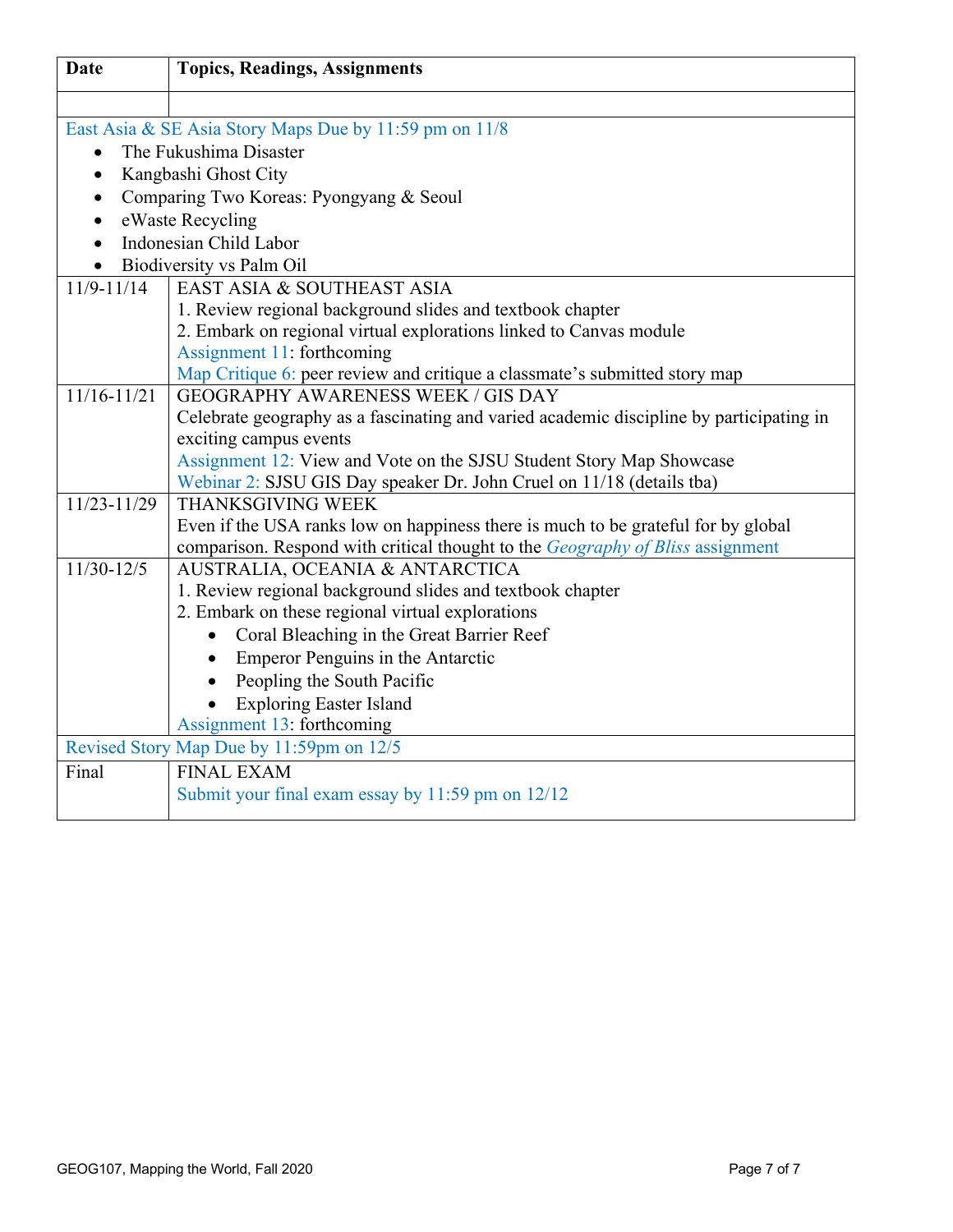| Date | Topics, Readings, Assignments |
|---|---|
| | |
| East Asia & SE Asia Story Maps Due by 11:59 pm on 11/8<br>• The Fukushima Disaster<br>• Kangbashi Ghost City<br>• Comparing Two Koreas: Pyongyang & Seoul<br>• eWaste Recycling<br>• Indonesian Child Labor<br>• Biodiversity vs Palm Oil | |
| 11/9-11/14 | EAST ASIA & SOUTHEAST ASIA<br>1. Review regional background slides and textbook chapter<br>2. Embark on regional virtual explorations linked to Canvas module<br>Assignment 11: forthcoming<br>Map Critique 6: peer review and critique a classmate's submitted story map |
| 11/16-11/21 | GEOGRAPHY AWARENESS WEEK / GIS DAY<br>Celebrate geography as a fascinating and varied academic discipline by participating in exciting campus events<br>Assignment 12: View and Vote on the SJSU Student Story Map Showcase<br>Webinar 2: SJSU GIS Day speaker Dr. John Cruel on 11/18 (details tba) |
| 11/23-11/29 | THANKSGIVING WEEK<br>Even if the USA ranks low on happiness there is much to be grateful for by global comparison. Respond with critical thought to the *Geography of Bliss* assignment |
| 11/30-12/5 | AUSTRALIA, OCEANIA & ANTARCTICA<br>1. Review regional background slides and textbook chapter<br>2. Embark on these regional virtual explorations<br>• Coral Bleaching in the Great Barrier Reef<br>• Emperor Penguins in the Antarctic<br>• Peopling the South Pacific<br>• Exploring Easter Island<br>Assignment 13: forthcoming |
| Revised Story Map Due by 11:59pm on 12/5 | |
| Final | FINAL EXAM<br>Submit your final exam essay by 11:59 pm on 12/12 |